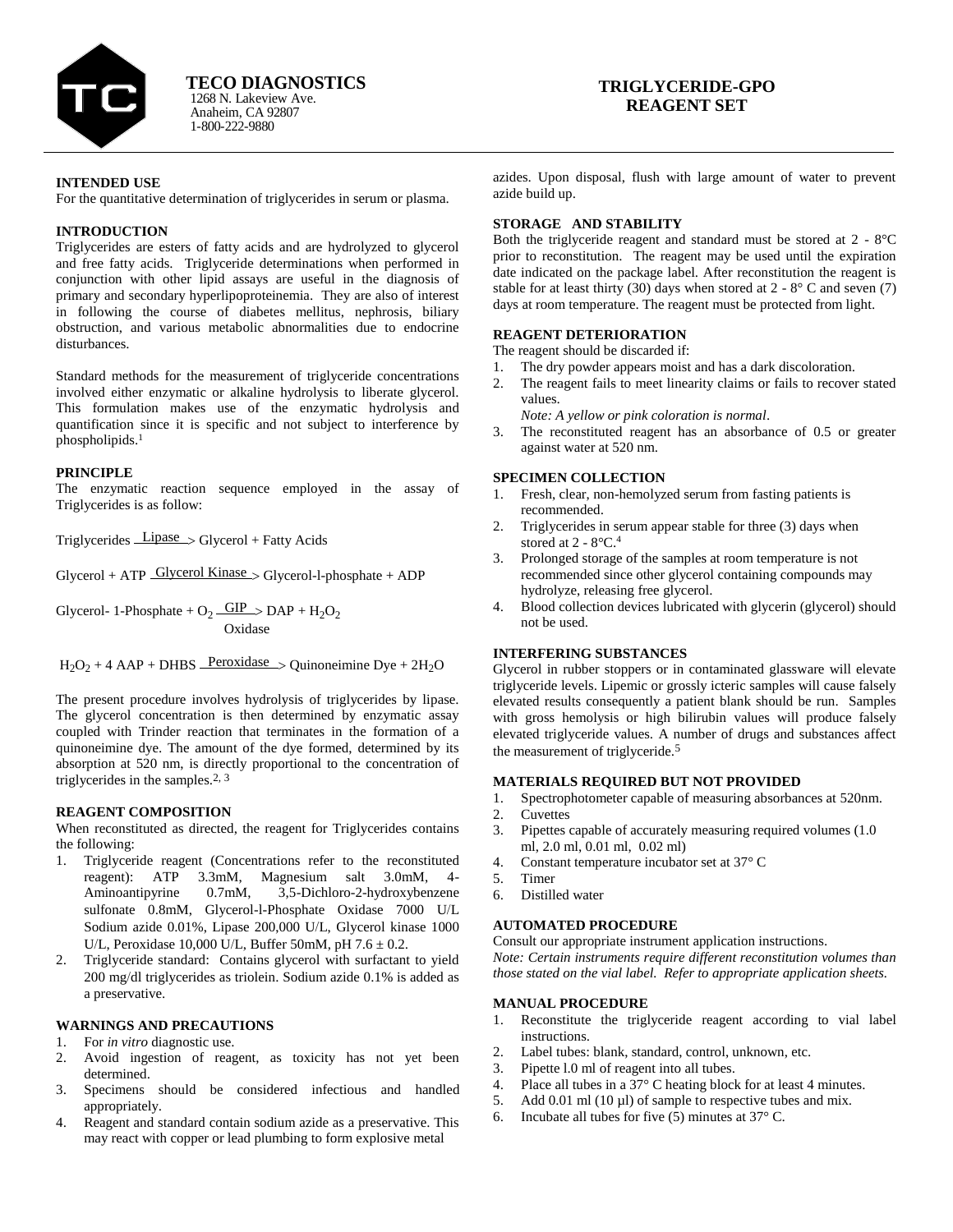**TECO DIAGNOSTICS**
1268 N. Lakeview Ave.
Anaheim, CA 92807
1-800-222-9880

# TRIGLYCERIDE-GPO REAGENT SET

## INTENDED USE

For the quantitative determination of triglycerides in serum or plasma.

## INTRODUCTION

Triglycerides are esters of fatty acids and are hydrolyzed to glycerol and free fatty acids. Triglyceride determinations when performed in conjunction with other lipid assays are useful in the diagnosis of primary and secondary hyperlipoproteinemia. They are also of interest in following the course of diabetes mellitus, nephrosis, biliary obstruction, and various metabolic abnormalities due to endocrine disturbances.

Standard methods for the measurement of triglyceride concentrations involved either enzymatic or alkaline hydrolysis to liberate glycerol. This formulation makes use of the enzymatic hydrolysis and quantification since it is specific and not subject to interference by phospholipids.[1]

## PRINCIPLE

The enzymatic reaction sequence employed in the assay of Triglycerides is as follow:

$$\text{Triglycerides} \xrightarrow{\text{Lipase}} \text{Glycerol} + \text{Fatty Acids}$$

$$\text{Glycerol} + \text{ATP} \xrightarrow{\text{Glycerol Kinase}} \text{Glycerol-l-phosphate} + \text{ADP}$$

$$\text{Glycerol- 1-Phosphate} + O_2 \xrightarrow[\text{Oxidase}]{\text{GIP}} \text{DAP} + H_2O_2$$

$$H_2O_2 + 4\text{ AAP} + \text{DHBS} \xrightarrow{\text{Peroxidase}} \text{Quinoneimine Dye} + 2H_2O$$

The present procedure involves hydrolysis of triglycerides by lipase. The glycerol concentration is then determined by enzymatic assay coupled with Trinder reaction that terminates in the formation of a quinoneimine dye. The amount of the dye formed, determined by its absorption at 520 nm, is directly proportional to the concentration of triglycerides in the samples.[2, 3]

## REAGENT COMPOSITION

When reconstituted as directed, the reagent for Triglycerides contains the following:

1. Triglyceride reagent (Concentrations refer to the reconstituted reagent): ATP 3.3mM, Magnesium salt 3.0mM, 4-Aminoantipyrine 0.7mM, 3,5-Dichloro-2-hydroxybenzene sulfonate 0.8mM, Glycerol-l-Phosphate Oxidase 7000 U/L Sodium azide 0.01%, Lipase 200,000 U/L, Glycerol kinase 1000 U/L, Peroxidase 10,000 U/L, Buffer 50mM, pH 7.6 ± 0.2.
2. Triglyceride standard: Contains glycerol with surfactant to yield 200 mg/dl triglycerides as triolein. Sodium azide 0.1% is added as a preservative.

## WARNINGS AND PRECAUTIONS

1. For *in vitro* diagnostic use.
2. Avoid ingestion of reagent, as toxicity has not yet been determined.
3. Specimens should be considered infectious and handled appropriately.
4. Reagent and standard contain sodium azide as a preservative. This may react with copper or lead plumbing to form explosive metal azides. Upon disposal, flush with large amount of water to prevent azide build up.

## STORAGE AND STABILITY

Both the triglyceride reagent and standard must be stored at 2 - 8°C prior to reconstitution. The reagent may be used until the expiration date indicated on the package label. After reconstitution the reagent is stable for at least thirty (30) days when stored at 2 - 8° C and seven (7) days at room temperature. The reagent must be protected from light.

## REAGENT DETERIORATION

The reagent should be discarded if:

1. The dry powder appears moist and has a dark discoloration.
2. The reagent fails to meet linearity claims or fails to recover stated values.
   *Note: A yellow or pink coloration is normal*.
3. The reconstituted reagent has an absorbance of 0.5 or greater against water at 520 nm.

## SPECIMEN COLLECTION

1. Fresh, clear, non-hemolyzed serum from fasting patients is recommended.
2. Triglycerides in serum appear stable for three (3) days when stored at 2 - 8°C.[4]
3. Prolonged storage of the samples at room temperature is not recommended since other glycerol containing compounds may hydrolyze, releasing free glycerol.
4. Blood collection devices lubricated with glycerin (glycerol) should not be used.

## INTERFERING SUBSTANCES

Glycerol in rubber stoppers or in contaminated glassware will elevate triglyceride levels. Lipemic or grossly icteric samples will cause falsely elevated results consequently a patient blank should be run. Samples with gross hemolysis or high bilirubin values will produce falsely elevated triglyceride values. A number of drugs and substances affect the measurement of triglyceride.[5]

## MATERIALS REQUIRED BUT NOT PROVIDED

1. Spectrophotometer capable of measuring absorbances at 520nm.
2. Cuvettes
3. Pipettes capable of accurately measuring required volumes (1.0 ml, 2.0 ml, 0.01 ml, 0.02 ml)
4. Constant temperature incubator set at 37° C
5. Timer
6. Distilled water

## AUTOMATED PROCEDURE

Consult our appropriate instrument application instructions.
*Note: Certain instruments require different reconstitution volumes than those stated on the vial label. Refer to appropriate application sheets.*

## MANUAL PROCEDURE

1. Reconstitute the triglyceride reagent according to vial label instructions.
2. Label tubes: blank, standard, control, unknown, etc.
3. Pipette l.0 ml of reagent into all tubes.
4. Place all tubes in a 37° C heating block for at least 4 minutes.
5. Add 0.01 ml (10 µl) of sample to respective tubes and mix.
6. Incubate all tubes for five (5) minutes at 37° C.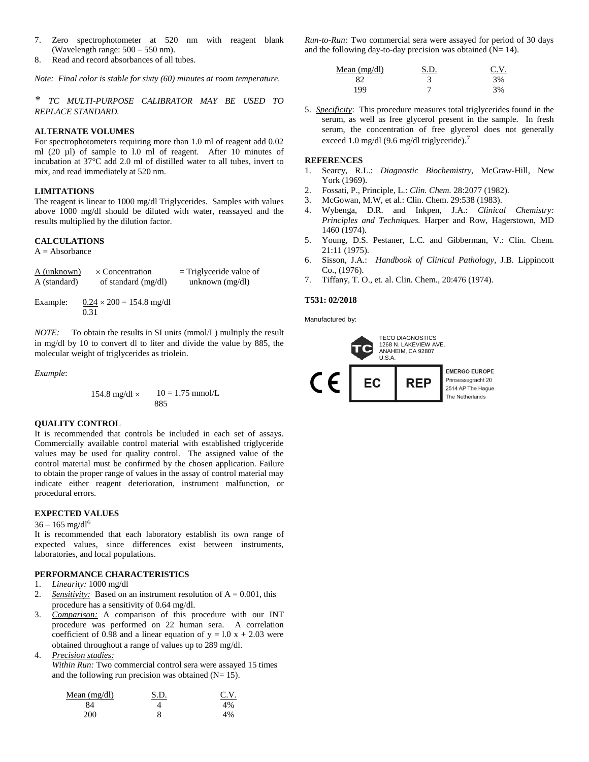7. Zero spectrophotometer at 520 nm with reagent blank (Wavelength range: 500 – 550 nm).
8. Read and record absorbances of all tubes.

*Note: Final color is stable for sixty (60) minutes at room temperature.*

*\* TC MULTI-PURPOSE CALIBRATOR MAY BE USED TO REPLACE STANDARD.*

## ALTERNATE VOLUMES

For spectrophotometers requiring more than 1.0 ml of reagent add 0.02 ml (20 µl) of sample to l.0 ml of reagent. After 10 minutes of incubation at 37°C add 2.0 ml of distilled water to all tubes, invert to mix, and read immediately at 520 nm.

## LIMITATIONS

The reagent is linear to 1000 mg/dl Triglycerides. Samples with values above 1000 mg/dl should be diluted with water, reassayed and the results multiplied by the dilution factor.

## CALCULATIONS

A = Absorbance

$$\frac{\text{A (unknown)}}{\text{A (standard)}} \times \text{Concentration of standard (mg/dl)} = \text{Triglyceride value of unknown (mg/dl)}$$

Example: $\frac{0.24}{0.31} \times 200 = 154.8$ mg/dl

*NOTE:* To obtain the results in SI units (mmol/L) multiply the result in mg/dl by 10 to convert dl to liter and divide the value by 885, the molecular weight of triglycerides as triolein.

*Example*:

$$154.8 \text{ mg/dl} \times \frac{10}{885} = 1.75 \text{ mmol/L}$$

## QUALITY CONTROL

It is recommended that controls be included in each set of assays. Commercially available control material with established triglyceride values may be used for quality control. The assigned value of the control material must be confirmed by the chosen application. Failure to obtain the proper range of values in the assay of control material may indicate either reagent deterioration, instrument malfunction, or procedural errors.

## EXPECTED VALUES

36 – 165 mg/dl[6]

It is recommended that each laboratory establish its own range of expected values, since differences exist between instruments, laboratories, and local populations.

## PERFORMANCE CHARACTERISTICS

1. *Linearity:* 1000 mg/dl
2. *Sensitivity:* Based on an instrument resolution of A = 0.001, this procedure has a sensitivity of 0.64 mg/dl.
3. *Comparison:* A comparison of this procedure with our INT procedure was performed on 22 human sera. A correlation coefficient of 0.98 and a linear equation of $y = 1.0x + 2.03$ were obtained throughout a range of values up to 289 mg/dl.
4. *Precision studies:*

   *Within Run:* Two commercial control sera were assayed 15 times and the following run precision was obtained (N= 15).

| Mean (mg/dl) | S.D. | C.V. |
|---|---|---|
| 84 | 4 | 4% |
| 200 | 8 | 4% |

*Run-to-Run:* Two commercial sera were assayed for period of 30 days and the following day-to-day precision was obtained (N= 14).

| Mean (mg/dl) | S.D. | C.V. |
|---|---|---|
| 82 | 3 | 3% |
| 199 | 7 | 3% |

5. *Specificity*: This procedure measures total triglycerides found in the serum, as well as free glycerol present in the sample. In fresh serum, the concentration of free glycerol does not generally exceed 1.0 mg/dl (9.6 mg/dl triglyceride).[7]

## REFERENCES

1. Searcy, R.L.: *Diagnostic Biochemistry*, McGraw-Hill, New York (1969).
2. Fossati, P., Principle, L.: *Clin. Chem.* 28:2077 (1982).
3. McGowan, M.W, et al.: Clin. Chem. 29:538 (1983).
4. Wybenga, D.R. and Inkpen, J.A.: *Clinical Chemistry: Principles and Techniques.* Harper and Row, Hagerstown, MD 1460 (1974).
5. Young, D.S. Pestaner, L.C. and Gibberman, V.: Clin. Chem. 21:11 (1975).
6. Sisson, J.A.: *Handbook of Clinical Pathology*, J.B. Lippincott Co., (1976).
7. Tiffany, T. O., et. al. Clin. Chem., 20:476 (1974).

**T531: 02/2018**

Manufactured by:

TECO DIAGNOSTICS
1268 N. LAKEVIEW AVE.
ANAHEIM, CA 92807
U.S.A.

CE EC REP

**EMERGO EUROPE**
Prinsessegracht 20
2514 AP The Hague
The Netherlands